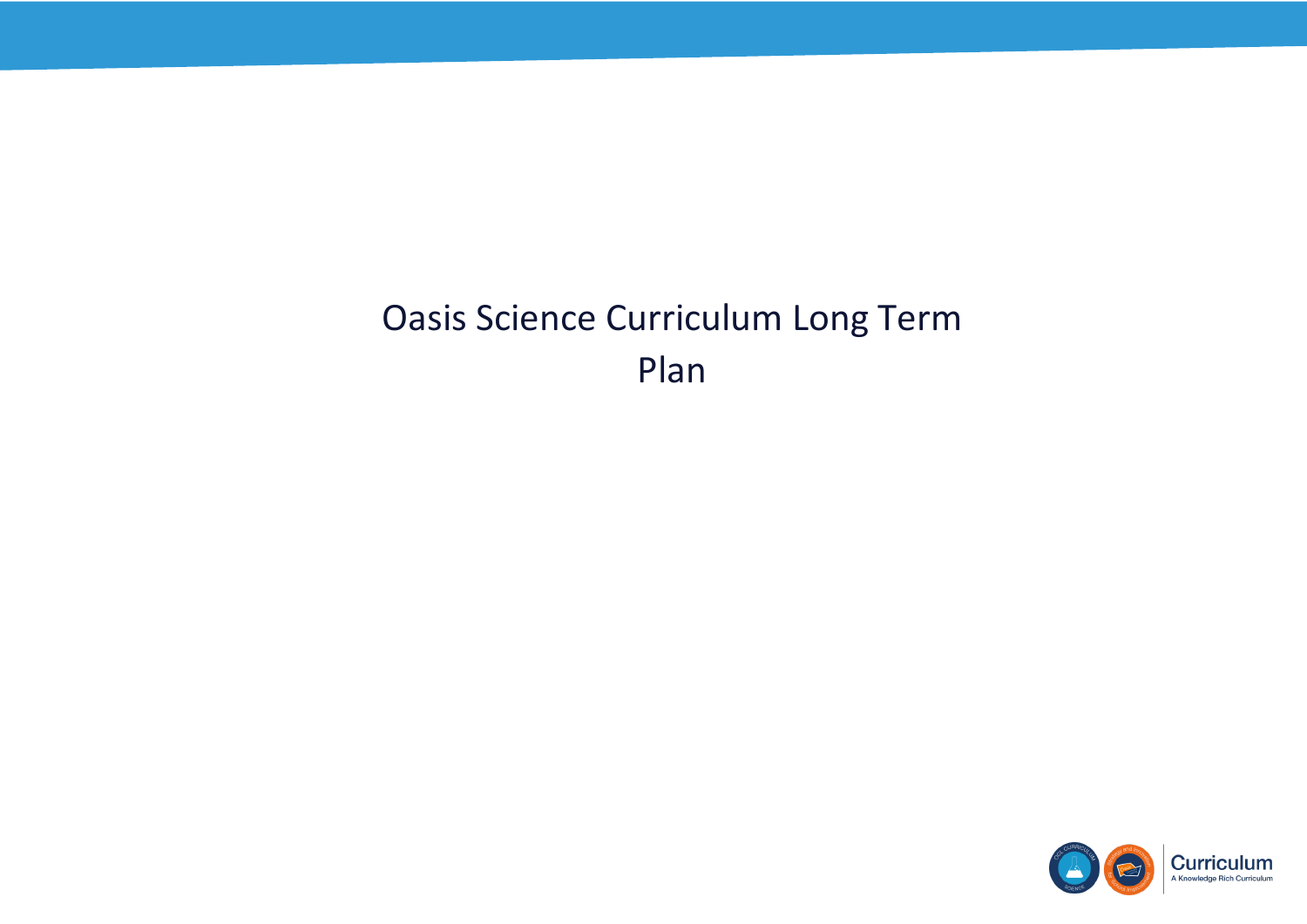# Oasis Science Curriculum Long Term Plan

Curriculum

A Knowledge Rich Curriculum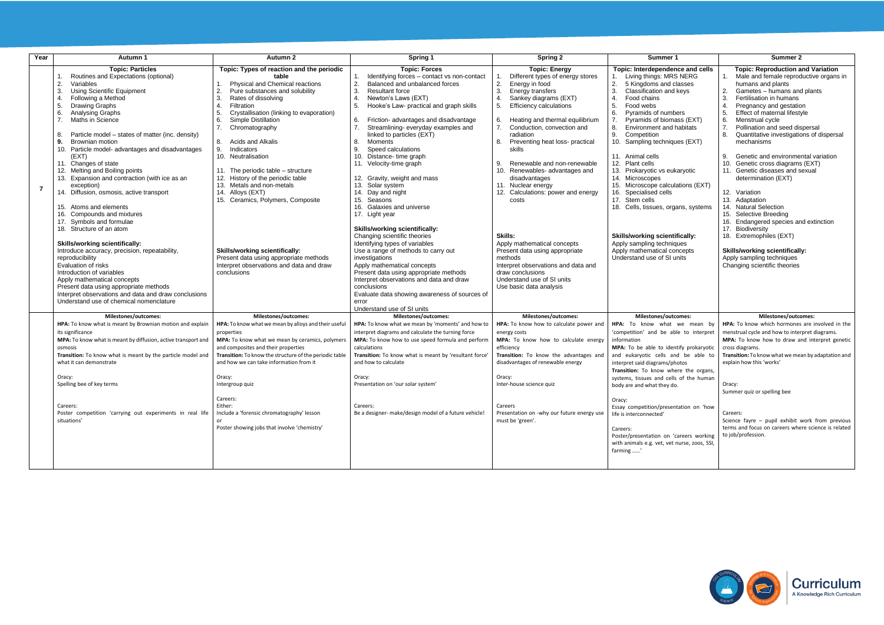| Year | Autumn 1 | Autumn 2 | Spring 1 | Spring 2 | Summer 1 | Summer 2 |
|---|---|---|---|---|---|---|
| 7 | **Topic: Particles**<br>1. Routines and Expectations (optional)<br>2. Variables<br>3. Using Scientific Equipment<br>4. Following a Method<br>5. Drawing Graphs<br>6. Analysing Graphs<br>7. Maths in Science<br><br>8. Particle model – states of matter (inc. density)<br>**9.** Brownian motion<br>10. Particle model- advantages and disadvantages (EXT)<br>11. Changes of state<br>12. Melting and Boiling points<br>13. Expansion and contraction (with ice as an exception)<br>14. Diffusion, osmosis, active transport<br><br>15. Atoms and elements<br>16. Compounds and mixtures<br>17. Symbols and formulae<br>18. Structure of an atom<br><br>**Skills/working scientifically:**<br>Introduce accuracy, precision, repeatability, reproducibility<br>Evaluation of risks<br>Introduction of variables<br>Apply mathematical concepts<br>Present data using appropriate methods<br>Interpret observations and data and draw conclusions<br>Understand use of chemical nomenclature | **Topic: Types of reaction and the periodic table**<br>1. Physical and Chemical reactions<br>2. Pure substances and solubility<br>3. Rates of dissolving<br>4. Filtration<br>5. Crystallisation (linking to evaporation)<br>6. Simple Distillation<br>7. Chromatography<br><br>8. Acids and Alkalis<br>9. Indicators<br>10. Neutralisation<br><br>11. The periodic table – structure<br>12. History of the periodic table<br>13. Metals and non-metals<br>14. Alloys (EXT)<br>15. Ceramics, Polymers, Composite<br><br>**Skills/working scientifically:**<br>Present data using appropriate methods<br>Interpret observations and data and draw conclusions | **Topic: Forces**<br>1. Identifying forces – contact vs non-contact<br>2. Balanced and unbalanced forces<br>3. Resultant force<br>4. Newton's Laws (EXT)<br>5. Hooke's Law- practical and graph skills<br><br>6. Friction- advantages and disadvantage<br>7. Streamlining- everyday examples and linked to particles (EXT)<br>8. Moments<br>9. Speed calculations<br>10. Distance- time graph<br>11. Velocity-time graph<br><br>12. Gravity, weight and mass<br>13. Solar system<br>14. Day and night<br>15. Seasons<br>16. Galaxies and universe<br>17. Light year<br><br>**Skills/working scientifically:**<br>Changing scientific theories<br>Identifying types of variables<br>Use a range of methods to carry out investigations<br>Apply mathematical concepts<br>Present data using appropriate methods<br>Interpret observations and data and draw conclusions<br>Evaluate data showing awareness of sources of error<br>Understand use of SI units | **Topic: Energy**<br>1. Different types of energy stores<br>2. Energy in food<br>3. Energy transfers<br>4. Sankey diagrams (EXT)<br>5. Efficiency calculations<br><br>6. Heating and thermal equilibrium<br>7. Conduction, convection and radiation<br>8. Preventing heat loss- practical skills<br><br>9. Renewable and non-renewable<br>10. Renewables- advantages and disadvantages<br>11. Nuclear energy<br>12. Calculations: power and energy costs<br><br>**Skills:**<br>Apply mathematical concepts<br>Present data using appropriate methods<br>Interpret observations and data and draw conclusions<br>Understand use of SI units<br>Use basic data analysis | **Topic: Interdependence and cells**<br>1. Living things: MRS NERG<br>2. 5 Kingdoms and classes<br>3. Classification and keys<br>4. Food chains<br>5. Food webs<br>6. Pyramids of numbers<br>7. Pyramids of biomass (EXT)<br>8. Environment and habitats<br>9. Competition<br>10. Sampling techniques (EXT)<br><br>11. Animal cells<br>12. Plant cells<br>13. Prokaryotic vs eukaryotic<br>14. Microscopes<br>15. Microscope calculations (EXT)<br>16. Specialised cells<br>17. Stem cells<br>18. Cells, tissues, organs, systems<br><br>**Skills/working scientifically:**<br>Apply sampling techniques<br>Apply mathematical concepts<br>Understand use of SI units | **Topic: Reproduction and Variation**<br>1. Male and female reproductive organs in humans and plants<br>2. Gametes – humans and plants<br>3. Fertilisation in humans<br>4. Pregnancy and gestation<br>5. Effect of maternal lifestyle<br>6. Menstrual cycle<br>7. Pollination and seed dispersal<br>8. Quantitative investigations of dispersal mechanisms<br><br>9. Genetic and environmental variation<br>10. Genetic cross diagrams (EXT)<br>11. Genetic diseases and sexual determination (EXT)<br><br>12. Variation<br>13. Adaptation<br>14. Natural Selection<br>15. Selective Breeding<br>16. Endangered species and extinction<br>17. Biodiversity<br>18. Extremophiles (EXT)<br><br>**Skills/working scientifically:**<br>Apply sampling techniques<br>Changing scientific theories |
| | **Milestones/outcomes:**<br>**HPA:** To know what is meant by Brownian motion and explain its significance<br>**MPA:** To know what is meant by diffusion, active transport and osmosis<br>**Transition:** To know what is meant by the particle model and what it can demonstrate<br><br>Oracy:<br>Spelling bee of key terms<br><br>Careers:<br>Poster competition 'carrying out experiments in real life situations' | **Milestones/outcomes:**<br>**HPA:** To know what we mean by alloys and their useful properties<br>**MPA:** To know what we mean by ceramics, polymers and composites and their properties<br>**Transition:** To know the structure of the periodic table and how we can take information from it<br><br>Oracy:<br>Intergroup quiz<br><br>Careers:<br>Either:<br>Include a 'forensic chromatography' lesson<br>or<br>Poster showing jobs that involve 'chemistry' | **Milestones/outcomes:**<br>**HPA:** To know what we mean by 'moments' and how to interpret diagrams and calculate the turning force<br>**MPA:** To know how to use speed formula and perform calculations<br>**Transition:** To know what is meant by 'resultant force' and how to calculate<br><br>Oracy:<br>Presentation on 'our solar system'<br><br>Careers:<br>Be a designer- make/design model of a future vehicle! | **Milestones/outcomes:**<br>**HPA:** To know how to calculate power and energy costs<br>**MPA:** To know how to calculate energy efficiency<br>**Transition:** To know the advantages and disadvantages of renewable energy<br><br>Oracy:<br>Inter-house science quiz<br><br>Careers<br>Presentation on -why our future energy use must be 'green'. | **Milestones/outcomes:**<br>**HPA:** To know what we mean by 'competition' and be able to interpret information<br>**MPA:** To be able to identify prokaryotic and eukaryotic cells and be able to interpret said diagrams/photos<br>**Transition:** To know where the organs, systems, tissues and cells of the human body are and what they do.<br><br>Oracy:<br>Essay competition/presentation on 'how life is interconnected'<br><br>Careers:<br>Poster/presentation on 'careers working with animals e.g. vet, vet nurse, zoos, SSI, farming ……' | **Milestones/outcomes:**<br>**HPA:** To know which hormones are involved in the menstrual cycle and how to interpret diagrams.<br>**MPA:** To know how to draw and interpret genetic cross diagrams.<br>**Transition:** To know what we mean by adaptation and explain how this 'works'<br><br>Oracy:<br>Summer quiz or spelling bee<br><br>Careers:<br>Science fayre – pupil exhibit work from previous terms and focus on careers where science is related to job/profession. |

Curriculum
A Knowledge Rich Curriculum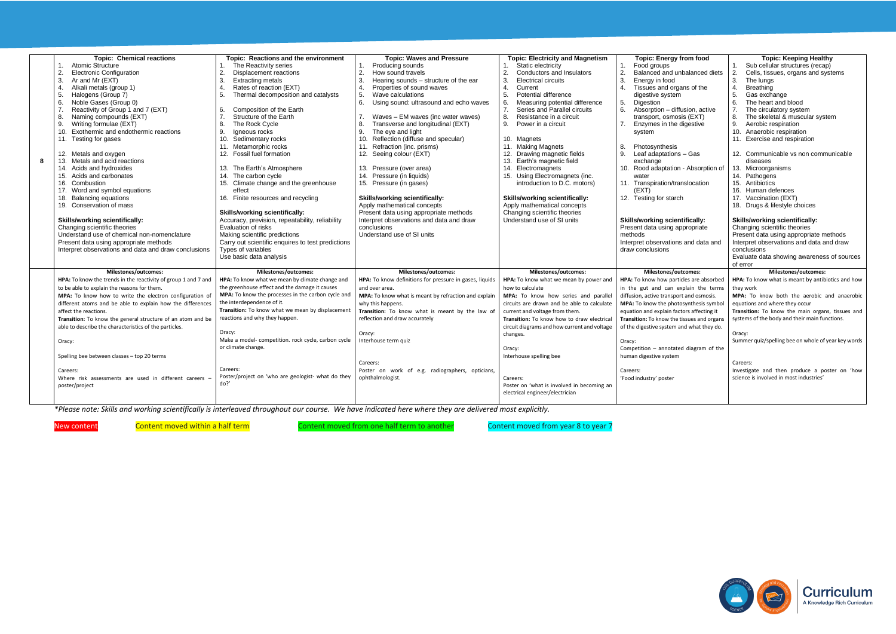| 8 | **Topic: Chemical reactions**<br>1. Atomic Structure<br>2. Electronic Configuration<br>3. Ar and Mr (EXT)<br>4. Alkali metals (group 1)<br>5. Halogens (Group 7)<br>6. Noble Gases (Group 0)<br>7. Reactivity of Group 1 and 7 (EXT)<br>8. Naming compounds (EXT)<br>9. Writing formulae (EXT)<br>10. Exothermic and endothermic reactions<br>11. Testing for gases<br><br>12. Metals and oxygen<br>13. Metals and acid reactions<br>14. Acids and hydroxides<br>15. Acids and carbonates<br>16. Combustion<br>17. Word and symbol equations<br>18. Balancing equations<br>19. Conservation of mass<br><br>**Skills/working scientifically:**<br>Changing scientific theories<br>Understand use of chemical non-nomenclature<br>Present data using appropriate methods<br>Interpret observations and data and draw conclusions | **Topic: Reactions and the environment**<br>1. The Reactivity series<br>2. Displacement reactions<br>3. Extracting metals<br>4. Rates of reaction (EXT)<br>5. Thermal decomposition and catalysts<br><br>6. Composition of the Earth<br>7. Structure of the Earth<br>8. The Rock Cycle<br>9. Igneous rocks<br>10. Sedimentary rocks<br>11. Metamorphic rocks<br>12. Fossil fuel formation<br><br>13. The Earth's Atmosphere<br>14. The carbon cycle<br>15. Climate change and the greenhouse effect<br>16. Finite resources and recycling<br><br>**Skills/working scientifically:**<br>Accuracy, precision, repeatability, reliability<br>Evaluation of risks<br>Making scientific predictions<br>Carry out scientific enquires to test predictions<br>Types of variables<br>Use basic data analysis | **Topic: Waves and Pressure**<br>1. Producing sounds<br>2. How sound travels<br>3. Hearing sounds – structure of the ear<br>4. Properties of sound waves<br>5. Wave calculations<br>6. Using sound: ultrasound and echo waves<br><br>7. Waves – EM waves (inc water waves)<br>8. Transverse and longitudinal (EXT)<br>9. The eye and light<br>10. Reflection (diffuse and specular)<br>11. Refraction (inc. prisms)<br>12. Seeing colour (EXT)<br><br>13. Pressure (over area)<br>14. Pressure (in liquids)<br>15. Pressure (in gases)<br><br>**Skills/working scientifically:**<br>Apply mathematical concepts<br>Present data using appropriate methods<br>Interpret observations and data and draw conclusions<br>Understand use of SI units | **Topic: Electricity and Magnetism**<br>1. Static electricity<br>2. Conductors and Insulators<br>3. Electrical circuits<br>4. Current<br>5. Potential difference<br>6. Measuring potential difference<br>7. Series and Parallel circuits<br>8. Resistance in a circuit<br>9. Power in a circuit<br><br>10. Magnets<br>11. Making Magnets<br>12. Drawing magnetic fields<br>13. Earth's magnetic field<br>14. Electromagnets<br>15. Using Electromagnets (inc. introduction to D.C. motors)<br><br>**Skills/working scientifically:**<br>Apply mathematical concepts<br>Changing scientific theories<br>Understand use of SI units | **Topic: Energy from food**<br>1. Food groups<br>2. Balanced and unbalanced diets<br>3. Energy in food<br>4. Tissues and organs of the digestive system<br>5. Digestion<br>6. Absorption – diffusion, active transport, osmosis (EXT)<br>7. Enzymes in the digestive system<br><br>8. Photosynthesis<br>9. Leaf adaptations – Gas exchange<br>10. Rood adaptation - Absorption of water<br>11. Transpiration/translocation (EXT)<br>12. Testing for starch<br><br>**Skills/working scientifically:**<br>Present data using appropriate methods<br>Interpret observations and data and draw conclusions | **Topic: Keeping Healthy**<br>1. Sub cellular structures (recap)<br>2. Cells, tissues, organs and systems<br>3. The lungs<br>4. Breathing<br>5. Gas exchange<br>6. The heart and blood<br>7. The circulatory system<br>8. The skeletal & muscular system<br>9. Aerobic respiration<br>10. Anaerobic respiration<br>11. Exercise and respiration<br><br>12. Communicable vs non communicable diseases<br>13. Microorganisms<br>14. Pathogens<br>15. Antibiotics<br>16. Human defences<br>17. Vaccination (EXT)<br>18. Drugs & lifestyle choices<br><br>**Skills/working scientifically:**<br>Changing scientific theories<br>Present data using appropriate methods<br>Interpret observations and data and draw conclusions<br>Evaluate data showing awareness of sources of error |
|---|---|---|---|---|---|---|
| | **Milestones/outcomes:**<br>**HPA:** To know the trends in the reactivity of group 1 and 7 and to be able to explain the reasons for them.<br>**MPA:** To know how to write the electron configuration of different atoms and be able to explain how the differences affect the reactions.<br>**Transition:** To know the general structure of an atom and be able to describe the characteristics of the particles.<br><br>Oracy:<br><br>Spelling bee between classes – top 20 terms<br><br>Careers:<br>Where risk assessments are used in different careers – poster/project | **Milestones/outcomes:**<br>**HPA:** To know what we mean by climate change and the greenhouse effect and the damage it causes<br>**MPA:** To know the processes in the carbon cycle and the interdependence of it.<br>**Transition:** To know what we mean by displacement reactions and why they happen.<br><br>Oracy:<br>Make a model- competition. rock cycle, carbon cycle or climate change.<br><br>Careers:<br>Poster/project on 'who are geologist- what do they do?' | **Milestones/outcomes:**<br>**HPA:** To know definitions for pressure in gases, liquids and over area.<br>**MPA:** To know what is meant by refraction and explain why this happens.<br>**Transition:** To know what is meant by the law of reflection and draw accurately<br><br>Oracy:<br>Interhouse term quiz<br><br>Careers:<br>Poster on work of e.g. radiographers, opticians, ophthalmologist. | **Milestones/outcomes:**<br>**HPA:** To know what we mean by power and how to calculate<br>**MPA:** To know how series and parallel circuits are drawn and be able to calculate current and voltage from them.<br>**Transition:** To know how to draw electrical circuit diagrams and how current and voltage changes.<br><br>Oracy:<br>Interhouse spelling bee<br><br>Careers:<br>Poster on 'what is involved in becoming an electrical engineer/electrician | **Milestones/outcomes:**<br>**HPA:** To know how particles are absorbed in the gut and can explain the terms diffusion, active transport and osmosis.<br>**MPA:** To know the photosynthesis symbol equation and explain factors affecting it<br>**Transition:** To know the tissues and organs of the digestive system and what they do.<br><br>Oracy:<br>Competition – annotated diagram of the human digestive system<br><br>Careers:<br>'Food industry' poster | **Milestones/outcomes:**<br>**HPA:** To know what is meant by antibiotics and how they work<br>**MPA:** To know both the aerobic and anaerobic equations and where they occur<br>**Transition:** To know the main organs, tissues and systems of the body and their main functions.<br><br>Oracy:<br>Summer quiz/spelling bee on whole of year key words<br><br>Careers:<br>Investigate and then produce a poster on 'how science is involved in most industries' |

*\*Please note: Skills and working scientifically is interleaved throughout our course. We have indicated here where they are delivered most explicitly.*

New content Content moved within a half term Content moved from one half term to another Content moved from year 8 to year 7

Curriculum
A Knowledge Rich Curriculum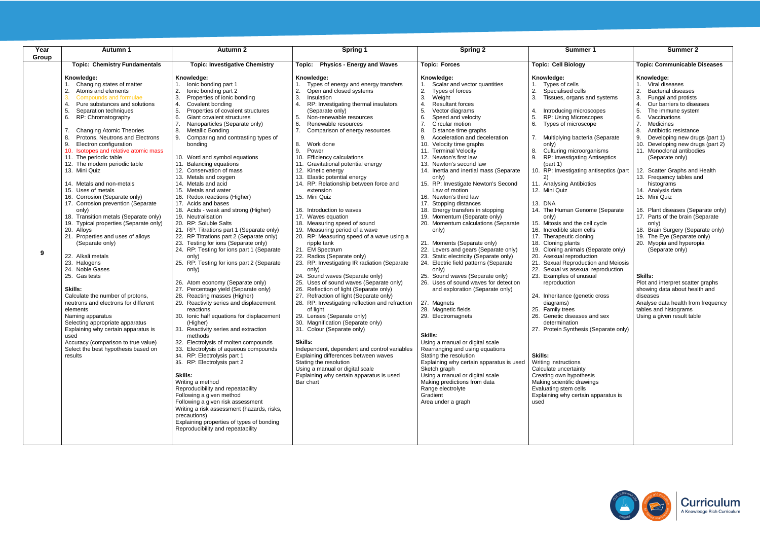| Year Group | Autumn 1 | Autumn 2 | Spring 1 | Spring 2 | Summer 1 | Summer 2 |
|---|---|---|---|---|---|---|
| 9 | **Topic: Chemistry Fundamentals**<br><br>**Knowledge:**<br>1. Changing states of matter<br>2. Atoms and elements<br>3. Compounds and formulae<br>4. Pure substances and solutions<br>5. Separation techniques<br>6. RP: Chromatography<br><br>7. Changing Atomic Theories<br>8. Protons, Neutrons and Electrons<br>9. Electron configuration<br>10. Isotopes and relative atomic mass<br>11. The periodic table<br>12. The modern periodic table<br>13. Mini Quiz<br><br>14. Metals and non-metals<br>15. Uses of metals<br>16. Corrosion (Separate only)<br>17. Corrosion prevention (Separate only)<br>18. Transition metals (Separate only)<br>19. Typical properties (Separate only)<br>20. Alloys<br>21. Properties and uses of alloys (Separate only)<br><br>22. Alkali metals<br>23. Halogens<br>24. Noble Gases<br>25. Gas tests<br><br>**Skills:**<br>Calculate the number of protons, neutrons and electrons for different elements<br>Naming apparatus<br>Selecting appropriate apparatus<br>Explaining why certain apparatus is used<br>Accuracy (comparison to true value)<br>Select the best hypothesis based on results | **Topic: Investigative Chemistry**<br><br>**Knowledge:**<br>1. Ionic bonding part 1<br>2. Ionic bonding part 2<br>3. Properties of ionic bonding<br>4. Covalent bonding<br>5. Properties of covalent structures<br>6. Giant covalent structures<br>7. Nanoparticles (Separate only)<br>8. Metallic Bonding<br>9. Comparing and contrasting types of bonding<br><br>10. Word and symbol equations<br>11. Balancing equations<br>12. Conservation of mass<br>13. Metals and oxygen<br>14. Metals and acid<br>15. Metals and water<br>16. Redox reactions (Higher)<br>17. Acids and bases<br>18. Acids - weak and strong (Higher)<br>19. Neutralisation<br>20. RP: Soluble Salts<br>21. RP: Titrations part 1 (Separate only)<br>22. RP Titrations part 2 (Separate only)<br>23. Testing for ions (Separate only)<br>24. RP: Testing for ions part 1 (Separate only)<br>25. RP: Testing for ions part 2 (Separate only)<br><br>26. Atom economy (Separate only)<br>27. Percentage yield (Separate only)<br>28. Reacting masses (Higher)<br>29. Reactivity series and displacement reactions<br>30. Ionic half equations for displacement (Higher)<br>31. Reactivity series and extraction methods<br>32. Electrolysis of molten compounds<br>33. Electrolysis of aqueous compounds<br>34. RP: Electrolysis part 1<br>35. RP: Electrolysis part 2<br><br>**Skills:**<br>Writing a method<br>Reproducibility and repeatability<br>Following a given method<br>Following a given risk assessment<br>Writing a risk assessment (hazards, risks, precautions)<br>Explaining properties of types of bonding<br>Reproducibility and repeatability | **Topic: Physics - Energy and Waves**<br><br>**Knowledge:**<br>1. Types of energy and energy transfers<br>2. Open and closed systems<br>3. Insulation<br>4. RP: Investigating thermal insulators (Separate only)<br>5. Non-renewable resources<br>6. Renewable resources<br>7. Comparison of energy resources<br><br>8. Work done<br>9. Power<br>10. Efficiency calculations<br>11. Gravitational potential energy<br>12. Kinetic energy<br>13. Elastic potential energy<br>14. RP: Relationship between force and extension<br>15. Mini Quiz<br><br>16. Introduction to waves<br>17. Waves equation<br>18. Measuring speed of sound<br>19. Measuring period of a wave<br>20. RP: Measuring speed of a wave using a ripple tank<br>21. EM Spectrum<br>22. Radios (Separate only)<br>23. RP: Investigating IR radiation (Separate only)<br>24. Sound waves (Separate only)<br>25. Uses of sound waves (Separate only)<br>26. Reflection of light (Separate only)<br>27. Refraction of light (Separate only)<br>28. RP: Investigating reflection and refraction of light<br>29. Lenses (Separate only)<br>30. Magnification (Separate only)<br>31. Colour (Separate only)<br><br>**Skills:**<br>Independent, dependent and control variables<br>Explaining differences between waves<br>Stating the resolution<br>Using a manual or digital scale<br>Explaining why certain apparatus is used<br>Bar chart | **Topic: Forces**<br><br>**Knowledge:**<br>1. Scalar and vector quantities<br>2. Types of forces<br>3. Weight<br>4. Resultant forces<br>5. Vector diagrams<br>6. Speed and velocity<br>7. Circular motion<br>8. Distance time graphs<br>9. Acceleration and deceleration<br>10. Velocity time graphs<br>11. Terminal Velocity<br>12. Newton's first law<br>13. Newton's second law<br>14. Inertia and inertial mass (Separate only)<br>15. RP: Investigate Newton's Second Law of motion<br>16. Newton's third law<br>17. Stopping distances<br>18. Energy transfers in stopping<br>19. Momentum (Separate only)<br>20. Momentum calculations (Separate only)<br><br>21. Moments (Separate only)<br>22. Levers and gears (Separate only)<br>23. Static electricity (Separate only)<br>24. Electric field patterns (Separate only)<br>25. Sound waves (Separate only)<br>26. Uses of sound waves for detection and exploration (Separate only)<br><br>27. Magnets<br>28. Magnetic fields<br>29. Electromagnets<br><br>**Skills:**<br>Using a manual or digital scale<br>Rearranging and using equations<br>Stating the resolution<br>Explaining why certain apparatus is used<br>Sketch graph<br>Using a manual or digital scale<br>Making predictions from data<br>Range electrolyte<br>Gradient<br>Area under a graph | **Topic: Cell Biology**<br><br>**Knowledge:**<br>1. Types of cells<br>2. Specialised cells<br>3. Tissues, organs and systems<br><br>4. Introducing microscopes<br>5. RP: Using Microscopes<br>6. Types of microscope<br><br>7. Multiplying bacteria (Separate only)<br>8. Culturing microorganisms<br>9. RP: Investigating Antiseptics (part 1)<br>10. RP: Investigating antiseptics (part 2)<br>11. Analysing Antibiotics<br>12. Mini Quiz<br><br>13. DNA<br>14. The Human Genome (Separate only)<br>15. Mitosis and the cell cycle<br>16. Incredible stem cells<br>17. Therapeutic cloning<br>18. Cloning plants<br>19. Cloning animals (Separate only)<br>20. Asexual reproduction<br>21. Sexual Reproduction and Meiosis<br>22. Sexual vs asexual reproduction<br>23. Examples of unusual reproduction<br><br>24. Inheritance (genetic cross diagrams)<br>25. Family trees<br>26. Genetic diseases and sex determination<br>27. Protein Synthesis (Separate only)<br><br>**Skills:**<br>Writing instructions<br>Calculate uncertainty<br>Creating own hypothesis<br>Making scientific drawings<br>Evaluating stem cells<br>Explaining why certain apparatus is used | **Topic: Communicable Diseases**<br><br>**Knowledge:**<br>1. Viral diseases<br>2. Bacterial diseases<br>3. Fungal and protists<br>4. Our barriers to diseases<br>5. The immune system<br>6. Vaccinations<br>7. Medicines<br>8. Antibiotic resistance<br>9. Developing new drugs (part 1)<br>10. Developing new drugs (part 2)<br>11. Monoclonal antibodies (Separate only)<br><br>12. Scatter Graphs and Health<br>13. Frequency tables and histograms<br>14. Analysis data<br>15. Mini Quiz<br><br>16. Plant diseases (Separate only)<br>17. Parts of the brain (Separate only)<br>18. Brain Surgery (Separate only)<br>19. The Eye (Separate only)<br>20. Myopia and hyperopia (Separate only)<br><br>**Skills:**<br>Plot and interpret scatter graphs showing data about health and diseases<br>Analyse data health from frequency tables and histograms<br>Using a given result table |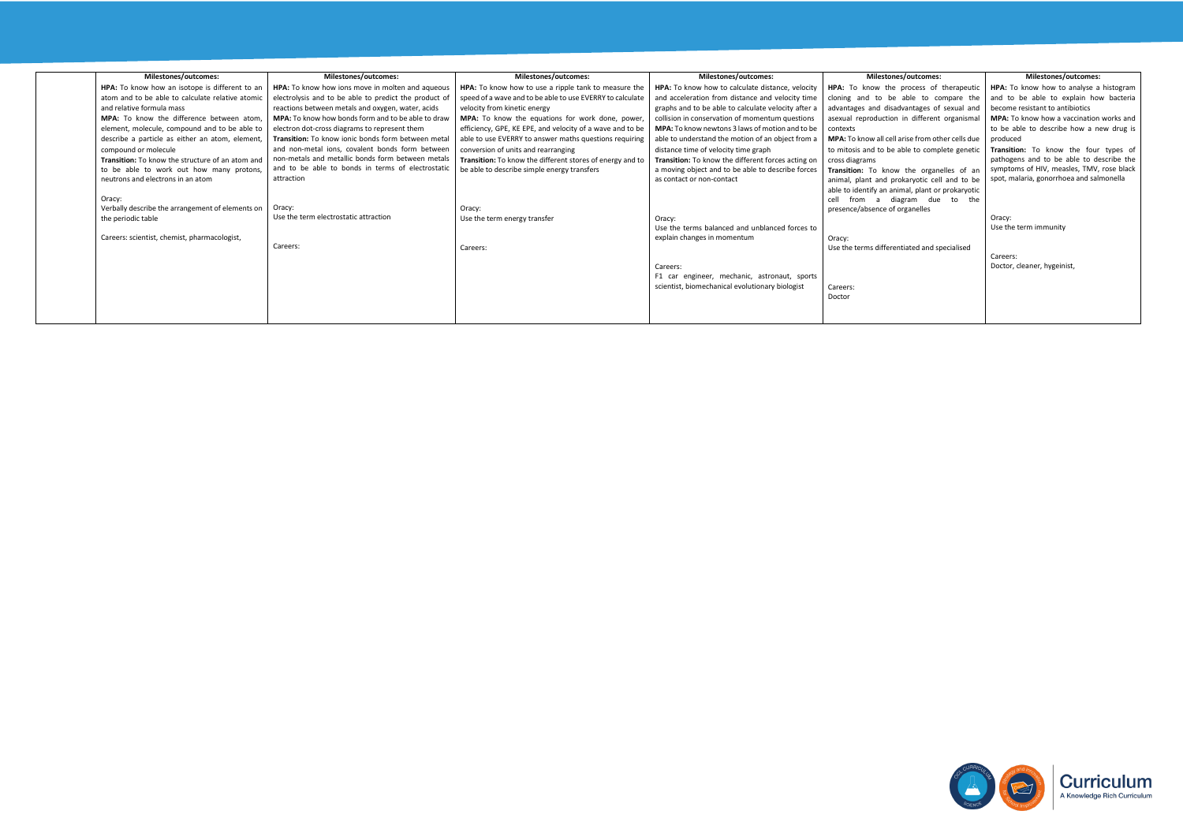| | Milestones/outcomes: | Milestones/outcomes: | Milestones/outcomes: | Milestones/outcomes: | Milestones/outcomes: | Milestones/outcomes: |
|---|---|---|---|---|---|---|
| | **HPA:** To know how an isotope is different to an atom and to be able to calculate relative atomic and relative formula mass<br>**MPA:** To know the difference between atom, element, molecule, compound and to be able to describe a particle as either an atom, element, compound or molecule<br>**Transition:** To know the structure of an atom and to be able to work out how many protons, neutrons and electrons in an atom<br><br>Oracy:<br>Verbally describe the arrangement of elements on the periodic table<br><br>Careers: scientist, chemist, pharmacologist, | **HPA:** To know how ions move in molten and aqueous electrolysis and to be able to predict the product of reactions between metals and oxygen, water, acids<br>**MPA:** To know how bonds form and to be able to draw electron dot-cross diagrams to represent them<br>**Transition:** To know ionic bonds form between metal and non-metal ions, covalent bonds form between non-metals and metallic bonds form between metals and to be able to bonds in terms of electrostatic attraction<br><br>Oracy:<br>Use the term electrostatic attraction<br><br>Careers: | **HPA:** To know how to use a ripple tank to measure the speed of a wave and to be able to use EVERRY to calculate velocity from kinetic energy<br>**MPA:** To know the equations for work done, power, efficiency, GPE, KE EPE, and velocity of a wave and to be able to use EVERRY to answer maths questions requiring conversion of units and rearranging<br>**Transition:** To know the different stores of energy and to be able to describe simple energy transfers<br><br>Oracy:<br>Use the term energy transfer<br><br>Careers: | **HPA:** To know how to calculate distance, velocity and acceleration from distance and velocity time graphs and to be able to calculate velocity after a collision in conservation of momentum questions<br>**MPA:** To know newtons 3 laws of motion and to be able to understand the motion of an object from a distance time of velocity time graph<br>**Transition:** To know the different forces acting on a moving object and to be able to describe forces as contact or non-contact<br><br>Oracy:<br>Use the terms balanced and unblanced forces to explain changes in momentum<br><br>Careers:<br>F1 car engineer, mechanic, astronaut, sports scientist, biomechanical evolutionary biologist | **HPA:** To know the process of therapeutic cloning and to be able to compare the advantages and disadvantages of sexual and asexual reproduction in different organismal contexts<br>**MPA:** To know all cell arise from other cells due to mitosis and to be able to complete genetic cross diagrams<br>**Transition:** To know the organelles of an animal, plant and prokaryotic cell and to be able to identify an animal, plant or prokaryotic cell from a diagram due to the presence/absence of organelles<br><br>Oracy:<br>Use the terms differentiated and specialised<br><br>Careers:<br>Doctor | **HPA:** To know how to analyse a histogram and to be able to explain how bacteria become resistant to antibiotics<br>**MPA:** To know how a vaccination works and to be able to describe how a new drug is produced<br>**Transition:** To know the four types of pathogens and to be able to describe the symptoms of HIV, measles, TMV, rose black spot, malaria, gonorrhoea and salmonella<br><br>Oracy:<br>Use the term immunity<br><br>Careers:<br>Doctor, cleaner, hygeinist, |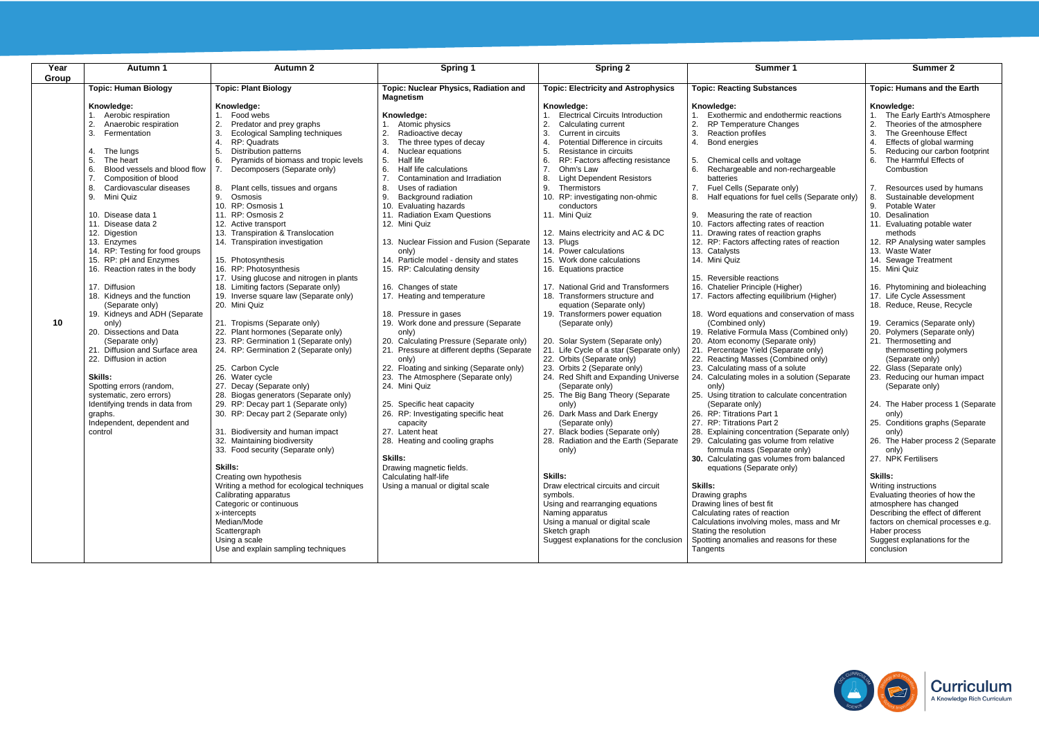| Year Group | Autumn 1 | Autumn 2 | Spring 1 | Spring 2 | Summer 1 | Summer 2 |
|---|---|---|---|---|---|---|
| 10 | **Topic: Human Biology**<br><br>**Knowledge:**<br>1. Aerobic respiration<br>2. Anaerobic respiration<br>3. Fermentation<br><br>4. The lungs<br>5. The heart<br>6. Blood vessels and blood flow<br>7. Composition of blood<br>8. Cardiovascular diseases<br>9. Mini Quiz<br><br>10. Disease data 1<br>11. Disease data 2<br>12. Digestion<br>13. Enzymes<br>14. RP: Testing for food groups<br>15. RP: pH and Enzymes<br>16. Reaction rates in the body<br><br>17. Diffusion<br>18. Kidneys and the function (Separate only)<br>19. Kidneys and ADH (Separate only)<br>20. Dissections and Data (Separate only)<br>21. Diffusion and Surface area<br>22. Diffusion in action<br><br>**Skills:**<br>Spotting errors (random, systematic, zero errors)<br>Identifying trends in data from graphs.<br>Independent, dependent and control | **Topic: Plant Biology**<br><br>**Knowledge:**<br>1. Food webs<br>2. Predator and prey graphs<br>3. Ecological Sampling techniques<br>4. RP: Quadrats<br>5. Distribution patterns<br>6. Pyramids of biomass and tropic levels<br>7. Decomposers (Separate only)<br><br>8. Plant cells, tissues and organs<br>9. Osmosis<br>10. RP: Osmosis 1<br>11. RP: Osmosis 2<br>12. Active transport<br>13. Transpiration & Translocation<br>14. Transpiration investigation<br><br>15. Photosynthesis<br>16. RP: Photosynthesis<br>17. Using glucose and nitrogen in plants<br>18. Limiting factors (Separate only)<br>19. Inverse square law (Separate only)<br>20. Mini Quiz<br><br>21. Tropisms (Separate only)<br>22. Plant hormones (Separate only)<br>23. RP: Germination 1 (Separate only)<br>24. RP: Germination 2 (Separate only)<br><br>25. Carbon Cycle<br>26. Water cycle<br>27. Decay (Separate only)<br>28. Biogas generators (Separate only)<br>29. RP: Decay part 1 (Separate only)<br>30. RP: Decay part 2 (Separate only)<br><br>31. Biodiversity and human impact<br>32. Maintaining biodiversity<br>33. Food security (Separate only)<br><br>**Skills:**<br>Creating own hypothesis<br>Writing a method for ecological techniques<br>Calibrating apparatus<br>Categoric or continuous<br>x-intercepts<br>Median/Mode<br>Scattergraph<br>Using a scale<br>Use and explain sampling techniques | **Topic: Nuclear Physics, Radiation and Magnetism**<br><br>**Knowledge:**<br>1. Atomic physics<br>2. Radioactive decay<br>3. The three types of decay<br>4. Nuclear equations<br>5. Half life<br>6. Half life calculations<br>7. Contamination and Irradiation<br>8. Uses of radiation<br>9. Background radiation<br>10. Evaluating hazards<br>11. Radiation Exam Questions<br>12. Mini Quiz<br><br>13. Nuclear Fission and Fusion (Separate only)<br>14. Particle model - density and states<br>15. RP: Calculating density<br><br>16. Changes of state<br>17. Heating and temperature<br><br>18. Pressure in gases<br>19. Work done and pressure (Separate only)<br>20. Calculating Pressure (Separate only)<br>21. Pressure at different depths (Separate only)<br>22. Floating and sinking (Separate only)<br>23. The Atmosphere (Separate only)<br>24. Mini Quiz<br><br>25. Specific heat capacity<br>26. RP: Investigating specific heat capacity<br>27. Latent heat<br>28. Heating and cooling graphs<br><br>**Skills:**<br>Drawing magnetic fields.<br>Calculating half-life<br>Using a manual or digital scale | **Topic: Electricity and Astrophysics**<br><br>**Knowledge:**<br>1. Electrical Circuits Introduction<br>2. Calculating current<br>3. Current in circuits<br>4. Potential Difference in circuits<br>5. Resistance in circuits<br>6. RP: Factors affecting resistance<br>7. Ohm's Law<br>8. Light Dependent Resistors<br>9. Thermistors<br>10. RP: investigating non-ohmic conductors<br>11. Mini Quiz<br><br>12. Mains electricity and AC & DC<br>13. Plugs<br>14. Power calculations<br>15. Work done calculations<br>16. Equations practice<br><br>17. National Grid and Transformers<br>18. Transformers structure and equation (Separate only)<br>19. Transformers power equation (Separate only)<br><br>20. Solar System (Separate only)<br>21. Life Cycle of a star (Separate only)<br>22. Orbits (Separate only)<br>23. Orbits 2 (Separate only)<br>24. Red Shift and Expanding Universe (Separate only)<br>25. The Big Bang Theory (Separate only)<br>26. Dark Mass and Dark Energy (Separate only)<br>27. Black bodies (Separate only)<br>28. Radiation and the Earth (Separate only)<br><br>**Skills:**<br>Draw electrical circuits and circuit symbols.<br>Using and rearranging equations<br>Naming apparatus<br>Using a manual or digital scale<br>Sketch graph<br>Suggest explanations for the conclusion | **Topic: Reacting Substances**<br><br>**Knowledge:**<br>1. Exothermic and endothermic reactions<br>2. RP Temperature Changes<br>3. Reaction profiles<br>4. Bond energies<br><br>5. Chemical cells and voltage<br>6. Rechargeable and non-rechargeable batteries<br>7. Fuel Cells (Separate only)<br>8. Half equations for fuel cells (Separate only)<br><br>9. Measuring the rate of reaction<br>10. Factors affecting rates of reaction<br>11. Drawing rates of reaction graphs<br>12. RP: Factors affecting rates of reaction<br>13. Catalysts<br>14. Mini Quiz<br><br>15. Reversible reactions<br>16. Chatelier Principle (Higher)<br>17. Factors affecting equilibrium (Higher)<br><br>18. Word equations and conservation of mass (Combined only)<br>19. Relative Formula Mass (Combined only)<br>20. Atom economy (Separate only)<br>21. Percentage Yield (Separate only)<br>22. Reacting Masses (Combined only)<br>23. Calculating mass of a solute<br>24. Calculating moles in a solution (Separate only)<br>25. Using titration to calculate concentration (Separate only)<br>26. RP: Titrations Part 1<br>27. RP: Titrations Part 2<br>28. Explaining concentration (Separate only)<br>29. Calculating gas volume from relative formula mass (Separate only)<br>**30.** Calculating gas volumes from balanced equations (Separate only)<br><br>**Skills:**<br>Drawing graphs<br>Drawing lines of best fit<br>Calculating rates of reaction<br>Calculations involving moles, mass and Mr<br>Stating the resolution<br>Spotting anomalies and reasons for these<br>Tangents | **Topic: Humans and the Earth**<br><br>**Knowledge:**<br>1. The Early Earth's Atmosphere<br>2. Theories of the atmosphere<br>3. The Greenhouse Effect<br>4. Effects of global warming<br>5. Reducing our carbon footprint<br>6. The Harmful Effects of Combustion<br><br>7. Resources used by humans<br>8. Sustainable development<br>9. Potable Water<br>10. Desalination<br>11. Evaluating potable water methods<br>12. RP Analysing water samples<br>13. Waste Water<br>14. Sewage Treatment<br>15. Mini Quiz<br><br>16. Phytomining and bioleaching<br>17. Life Cycle Assessment<br>18. Reduce, Reuse, Recycle<br><br>19. Ceramics (Separate only)<br>20. Polymers (Separate only)<br>21. Thermosetting and thermosetting polymers (Separate only)<br>22. Glass (Separate only)<br>23. Reducing our human impact (Separate only)<br><br>24. The Haber process 1 (Separate only)<br>25. Conditions graphs (Separate only)<br>26. The Haber process 2 (Separate only)<br>27. NPK Fertilisers<br><br>**Skills:**<br>Writing instructions<br>Evaluating theories of how the atmosphere has changed<br>Describing the effect of different factors on chemical processes e.g. Haber process<br>Suggest explanations for the conclusion |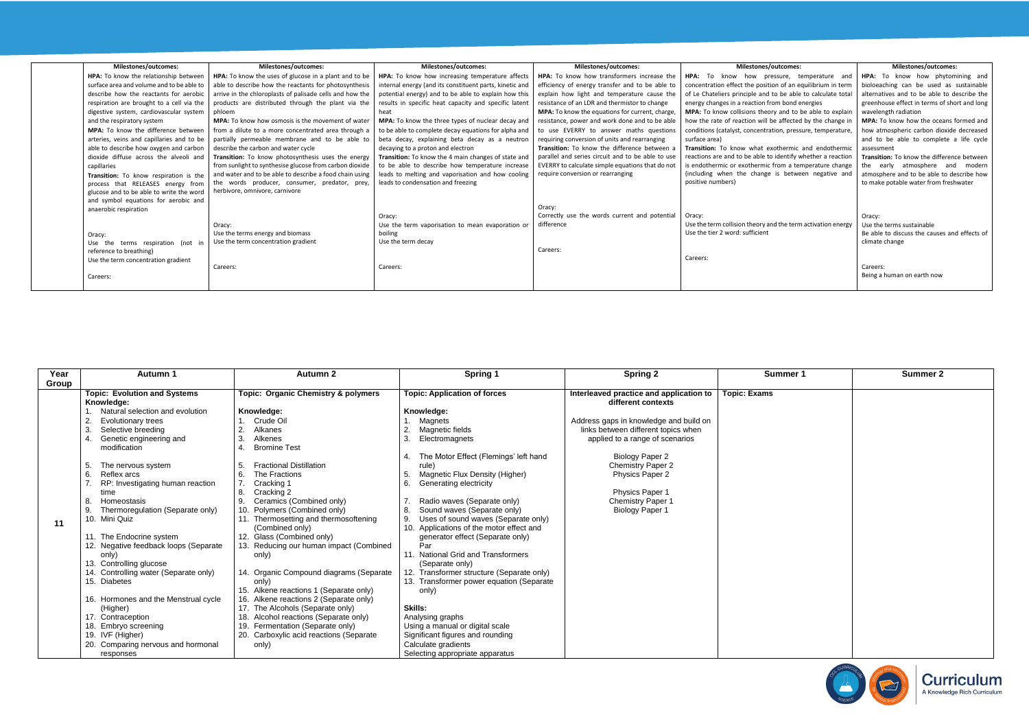| | Milestones/outcomes: | Milestones/outcomes: | Milestones/outcomes: | Milestones/outcomes: | Milestones/outcomes: | Milestones/outcomes: |
|---|---|---|---|---|---|---|
| | **HPA:** To know the relationship between surface area and volume and to be able to describe how the reactants for aerobic respiration are brought to a cell via the digestive system, cardiovascular system and the respiratory system<br>**MPA:** To know the difference between arteries, veins and capillaries and to be able to describe how oxygen and carbon dioxide diffuse across the alveoli and capillaries<br>**Transition:** To know respiration is the process that RELEASES energy from glucose and to be able to write the word and symbol equations for aerobic and anaerobic respiration<br><br>Oracy:<br>Use the terms respiration (not in reference to breathing)<br>Use the term concentration gradient<br><br>Careers: | **HPA:** To know the uses of glucose in a plant and to be able to describe how the reactants for photosynthesis arrive in the chloroplasts of palisade cells and how the products are distributed through the plant via the phloem<br>**MPA:** To know how osmosis is the movement of water from a dilute to a more concentrated area through a partially permeable membrane and to be able to describe the carbon and water cycle<br>**Transition:** To know photosynthesis uses the energy from sunlight to synthesise glucose from carbon dioxide and water and to be able to describe a food chain using the words producer, consumer, predator, prey, herbivore, omnivore, carnivore<br><br>Oracy:<br>Use the terms energy and biomass<br>Use the term concentration gradient<br><br>Careers: | **HPA:** To know how increasing temperature affects internal energy (and its constituent parts, kinetic and potential energy) and to be able to explain how this results in specific heat capacity and specific latent heat<br>**MPA:** To know the three types of nuclear decay and to be able to complete decay equations for alpha and beta decay, explaining beta decay as a neutron decaying to a proton and electron<br>**Transition:** To know the 4 main changes of state and to be able to describe how temperature increase leads to melting and vaporisation and how cooling leads to condensation and freezing<br><br>Oracy:<br>Use the term vaporisation to mean evaporation or boiling<br>Use the term decay<br><br>Careers: | **HPA:** To know how transformers increase the efficiency of energy transfer and to be able to explain how light and temperature cause the resistance of an LDR and thermistor to change<br>**MPA:** To know the equations for current, charge, resistance, power and work done and to be able to use EVERRY to answer maths questions requiring conversion of units and rearranging<br>**Transition:** To know the difference between a parallel and series circuit and to be able to use EVERRY to calculate simple equations that do not require conversion or rearranging<br><br>Oracy:<br>Correctly use the words current and potential difference<br><br>Careers: | **HPA:** To know how pressure, temperature and concentration effect the position of an equilibrium in term of Le Chateliers principle and to be able to calculate total energy changes in a reaction from bond energies<br>**MPA:** To know collisions theory and to be able to explain how the rate of reaction will be affected by the change in conditions (catalyst, concentration, pressure, temperature, surface area)<br>**Transition:** To know what exothermic and endothermic reactions are and to be able to identify whether a reaction is endothermic or exothermic from a temperature change (including when the change is between negative and positive numbers)<br><br>Oracy:<br>Use the term collision theory and the term activation energy<br>Use the tier 2 word: sufficient<br><br>Careers: | **HPA:** To know how phytomining and bioleaching can be used as sustainable alternatives and to be able to describe the greenhouse effect in terms of short and long wavelength radiation<br>**MPA:** To know how the oceans formed and how atmospheric carbon dioxide decreased and to be able to complete a life cycle assessment<br>**Transition:** To know the difference between the early atmosphere and modern atmosphere and to be able to describe how to make potable water from freshwater<br><br>Oracy:<br>Use the terms sustainable<br>Be able to discuss the causes and effects of climate change<br><br>Careers:<br>Being a human on earth now |

| Year Group | Autumn 1 | Autumn 2 | Spring 1 | Spring 2 | Summer 1 | Summer 2 |
|---|---|---|---|---|---|---|
| 11 | **Topic: Evolution and Systems**<br>**Knowledge:**<br>1. Natural selection and evolution<br>2. Evolutionary trees<br>3. Selective breeding<br>4. Genetic engineering and modification<br><br>5. The nervous system<br>6. Reflex arcs<br>7. RP: Investigating human reaction time<br>8. Homeostasis<br>9. Thermoregulation (Separate only)<br>10. Mini Quiz<br><br>11. The Endocrine system<br>12. Negative feedback loops (Separate only)<br>13. Controlling glucose<br>14. Controlling water (Separate only)<br>15. Diabetes<br><br>16. Hormones and the Menstrual cycle (Higher)<br>17. Contraception<br>18. Embryo screening<br>19. IVF (Higher)<br>20. Comparing nervous and hormonal responses | **Topic: Organic Chemistry & polymers**<br><br>**Knowledge:**<br>1. Crude Oil<br>2. Alkanes<br>3. Alkenes<br>4. Bromine Test<br><br>5. Fractional Distillation<br>6. The Fractions<br>7. Cracking 1<br>8. Cracking 2<br>9. Ceramics (Combined only)<br>10. Polymers (Combined only)<br>11. Thermosetting and thermosoftening (Combined only)<br>12. Glass (Combined only)<br>13. Reducing our human impact (Combined only)<br><br>14. Organic Compound diagrams (Separate only)<br>15. Alkene reactions 1 (Separate only)<br>16. Alkene reactions 2 (Separate only)<br>17. The Alcohols (Separate only)<br>18. Alcohol reactions (Separate only)<br>19. Fermentation (Separate only)<br>20. Carboxylic acid reactions (Separate only) | **Topic: Application of forces**<br><br>**Knowledge:**<br>1. Magnets<br>2. Magnetic fields<br>3. Electromagnets<br><br>4. The Motor Effect (Flemings' left hand rule)<br>5. Magnetic Flux Density (Higher)<br>6. Generating electricity<br><br>7. Radio waves (Separate only)<br>8. Sound waves (Separate only)<br>9. Uses of sound waves (Separate only)<br>10. Applications of the motor effect and generator effect (Separate only)<br>Par<br>11. National Grid and Transformers (Separate only)<br>12. Transformer structure (Separate only)<br>13. Transformer power equation (Separate only)<br><br>**Skills:**<br>Analysing graphs<br>Using a manual or digital scale<br>Significant figures and rounding<br>Calculate gradients<br>Selecting appropriate apparatus | **Interleaved practice and application to different contexts**<br><br>Address gaps in knowledge and build on links between different topics when applied to a range of scenarios<br><br>Biology Paper 2<br>Chemistry Paper 2<br>Physics Paper 2<br><br>Physics Paper 1<br>Chemistry Paper 1<br>Biology Paper 1 | **Topic: Exams** | |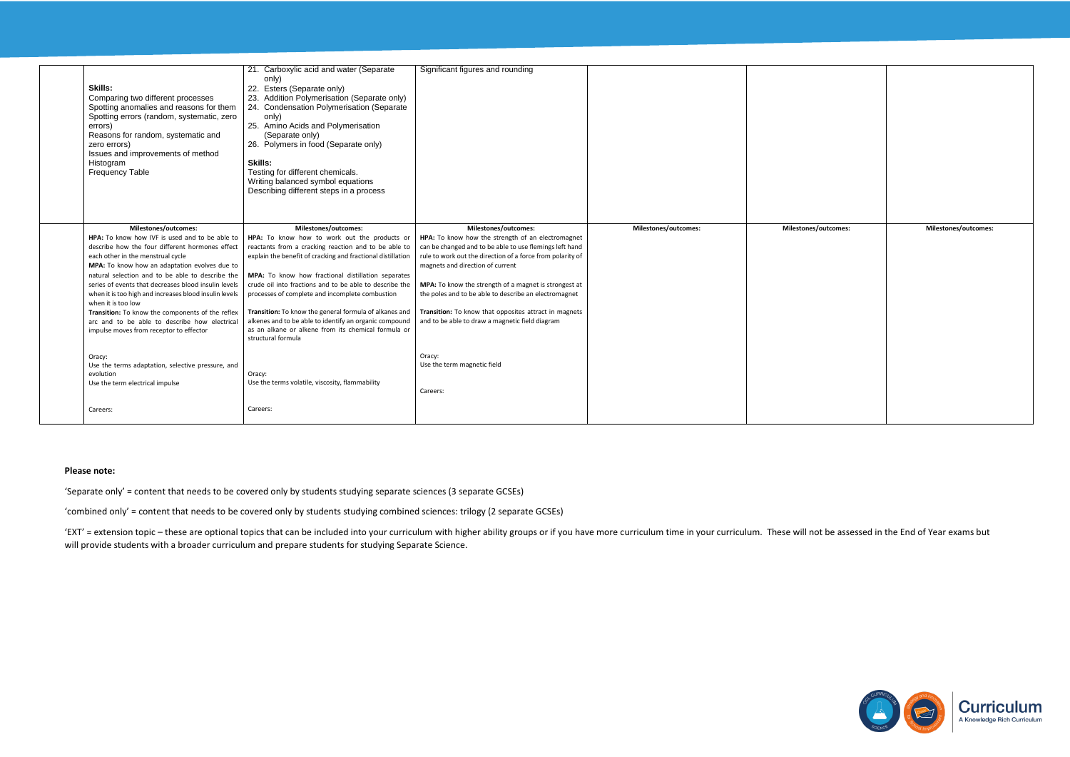| | | | | | | |
|---|---|---|---|---|---|---|
| | **Skills:**<br>Comparing two different processes<br>Spotting anomalies and reasons for them<br>Spotting errors (random, systematic, zero errors)<br>Reasons for random, systematic and zero errors)<br>Issues and improvements of method<br>Histogram<br>Frequency Table | 21. Carboxylic acid and water (Separate only)<br>22. Esters (Separate only)<br>23. Addition Polymerisation (Separate only)<br>24. Condensation Polymerisation (Separate only)<br>25. Amino Acids and Polymerisation (Separate only)<br>26. Polymers in food (Separate only)<br><br>**Skills:**<br>Testing for different chemicals.<br>Writing balanced symbol equations<br>Describing different steps in a process | Significant figures and rounding | | | |
| | **Milestones/outcomes:**<br>**HPA:** To know how IVF is used and to be able to describe how the four different hormones effect each other in the menstrual cycle<br>**MPA:** To know how an adaptation evolves due to natural selection and to be able to describe the series of events that decreases blood insulin levels when it is too high and increases blood insulin levels when it is too low<br>**Transition:** To know the components of the reflex arc and to be able to describe how electrical impulse moves from receptor to effector<br><br>Oracy:<br>Use the terms adaptation, selective pressure, and evolution<br>Use the term electrical impulse<br><br>Careers: | **Milestones/outcomes:**<br>**HPA:** To know how to work out the products or reactants from a cracking reaction and to be able to explain the benefit of cracking and fractional distillation<br><br>**MPA:** To know how fractional distillation separates crude oil into fractions and to be able to describe the processes of complete and incomplete combustion<br><br>**Transition:** To know the general formula of alkanes and alkenes and to be able to identify an organic compound as an alkane or alkene from its chemical formula or structural formula<br><br>Oracy:<br>Use the terms volatile, viscosity, flammability<br><br>Careers: | **Milestones/outcomes:**<br>**HPA:** To know how the strength of an electromagnet can be changed and to be able to use flemings left hand rule to work out the direction of a force from polarity of magnets and direction of current<br><br>**MPA:** To know the strength of a magnet is strongest at the poles and to be able to describe an electromagnet<br><br>**Transition:** To know that opposites attract in magnets and to be able to draw a magnetic field diagram<br><br>Oracy:<br>Use the term magnetic field<br><br>Careers: | **Milestones/outcomes:** | **Milestones/outcomes:** | **Milestones/outcomes:** |

**Please note:**

'Separate only' = content that needs to be covered only by students studying separate sciences (3 separate GCSEs)

'combined only' = content that needs to be covered only by students studying combined sciences: trilogy (2 separate GCSEs)

'EXT' = extension topic – these are optional topics that can be included into your curriculum with higher ability groups or if you have more curriculum time in your curriculum. These will not be assessed in the End of Year exams but will provide students with a broader curriculum and prepare students for studying Separate Science.

Curriculum
A Knowledge Rich Curriculum